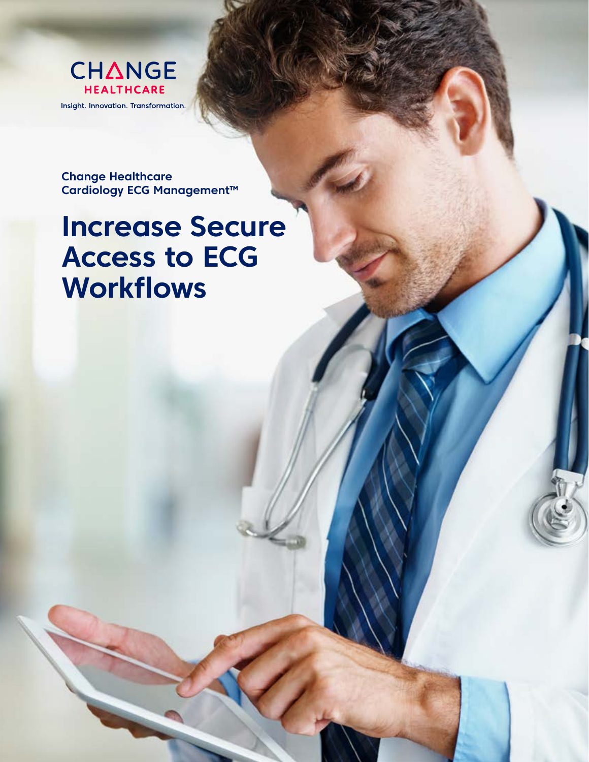CHANGE HEALTHCARE

Insight. Innovation. Transformation.

**Change Healthcare Cardiology ECG Management™**

# Increase Secure Access to ECG Workflows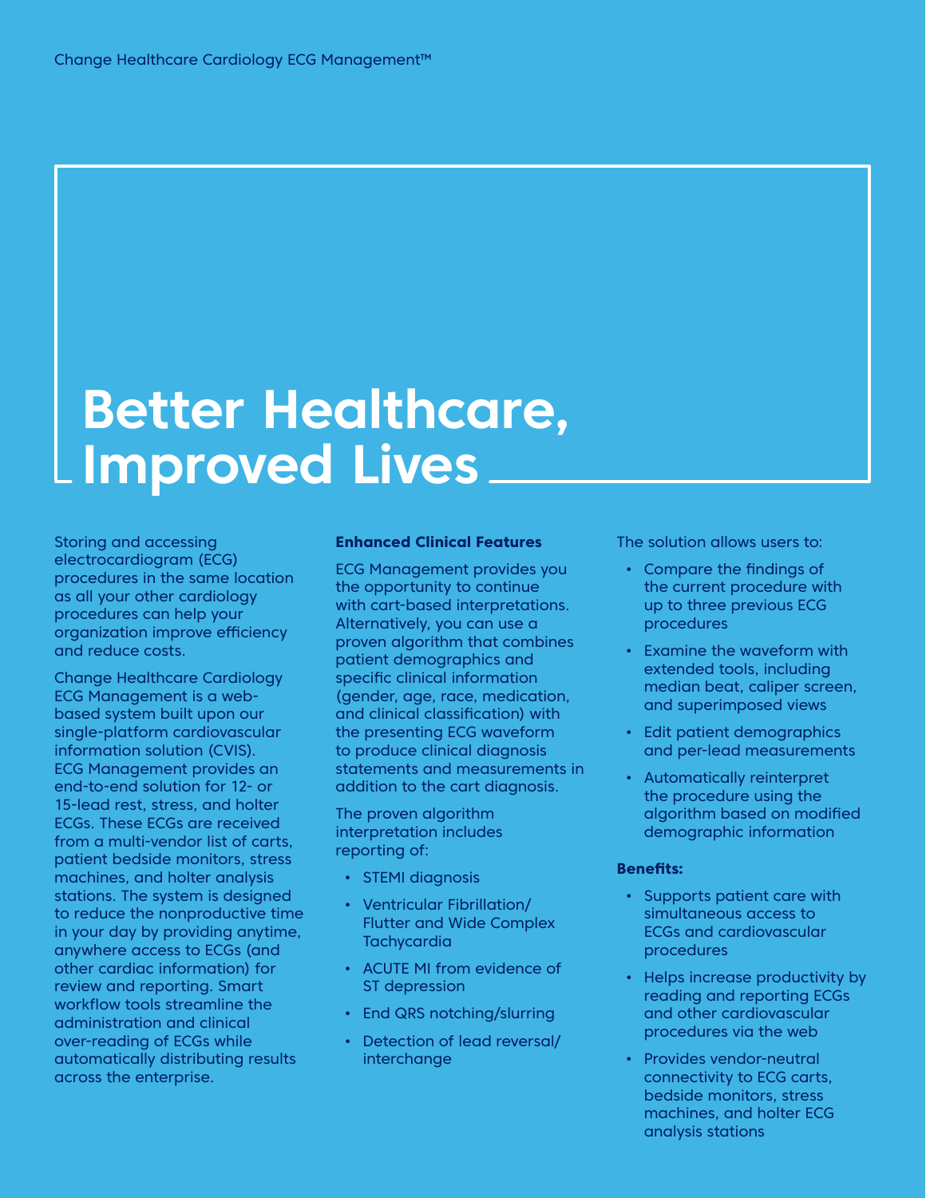# Better Healthcare, Improved Lives

Storing and accessing electrocardiogram (ECG) procedures in the same location as all your other cardiology procedures can help your organization improve efficiency and reduce costs.

Change Healthcare Cardiology ECG Management is a web-based system built upon our single-platform cardiovascular information solution (CVIS). ECG Management provides an end-to-end solution for 12- or 15-lead rest, stress, and holter ECGs. These ECGs are received from a multi-vendor list of carts, patient bedside monitors, stress machines, and holter analysis stations. The system is designed to reduce the nonproductive time in your day by providing anytime, anywhere access to ECGs (and other cardiac information) for review and reporting. Smart workflow tools streamline the administration and clinical over-reading of ECGs while automatically distributing results across the enterprise.

**Enhanced Clinical Features**

ECG Management provides you the opportunity to continue with cart-based interpretations. Alternatively, you can use a proven algorithm that combines patient demographics and specific clinical information (gender, age, race, medication, and clinical classification) with the presenting ECG waveform to produce clinical diagnosis statements and measurements in addition to the cart diagnosis.

The proven algorithm interpretation includes reporting of:

- STEMI diagnosis
- Ventricular Fibrillation/ Flutter and Wide Complex Tachycardia
- ACUTE MI from evidence of ST depression
- End QRS notching/slurring
- Detection of lead reversal/ interchange

The solution allows users to:

- Compare the findings of the current procedure with up to three previous ECG procedures
- Examine the waveform with extended tools, including median beat, caliper screen, and superimposed views
- Edit patient demographics and per-lead measurements
- Automatically reinterpret the procedure using the algorithm based on modified demographic information

**Benefits:**

- Supports patient care with simultaneous access to ECGs and cardiovascular procedures
- Helps increase productivity by reading and reporting ECGs and other cardiovascular procedures via the web
- Provides vendor-neutral connectivity to ECG carts, bedside monitors, stress machines, and holter ECG analysis stations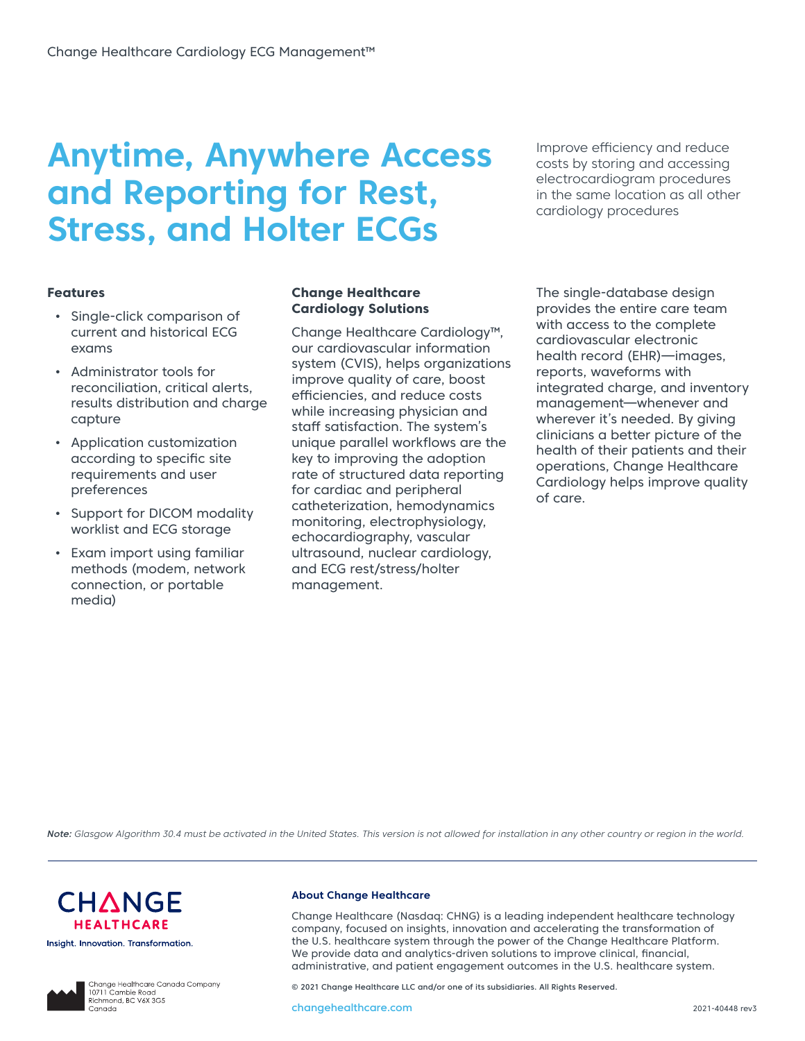# Anytime, Anywhere Access and Reporting for Rest, Stress, and Holter ECGs

Improve efficiency and reduce costs by storing and accessing electrocardiogram procedures in the same location as all other cardiology procedures

### Features

- Single-click comparison of current and historical ECG exams
- Administrator tools for reconciliation, critical alerts, results distribution and charge capture
- Application customization according to specific site requirements and user preferences
- Support for DICOM modality worklist and ECG storage
- Exam import using familiar methods (modem, network connection, or portable media)

### Change Healthcare Cardiology Solutions

Change Healthcare Cardiology™, our cardiovascular information system (CVIS), helps organizations improve quality of care, boost efficiencies, and reduce costs while increasing physician and staff satisfaction. The system's unique parallel workflows are the key to improving the adoption rate of structured data reporting for cardiac and peripheral catheterization, hemodynamics monitoring, electrophysiology, echocardiography, vascular ultrasound, nuclear cardiology, and ECG rest/stress/holter management.

The single-database design provides the entire care team with access to the complete cardiovascular electronic health record (EHR)—images, reports, waveforms with integrated charge, and inventory management—whenever and wherever it's needed. By giving clinicians a better picture of the health of their patients and their operations, Change Healthcare Cardiology helps improve quality of care.

***Note:*** *Glasgow Algorithm 30.4 must be activated in the United States. This version is not allowed for installation in any other country or region in the world.*

CHANGE HEALTHCARE

Insight. Innovation. Transformation.

Change Healthcare Canada Company
10711 Cambie Road
Richmond, BC V6X 3G5
Canada

### About Change Healthcare

Change Healthcare (Nasdaq: CHNG) is a leading independent healthcare technology company, focused on insights, innovation and accelerating the transformation of the U.S. healthcare system through the power of the Change Healthcare Platform. We provide data and analytics-driven solutions to improve clinical, financial, administrative, and patient engagement outcomes in the U.S. healthcare system.

© 2021 Change Healthcare LLC and/or one of its subsidiaries. All Rights Reserved.

changehealthcare.com

2021-40448 rev3